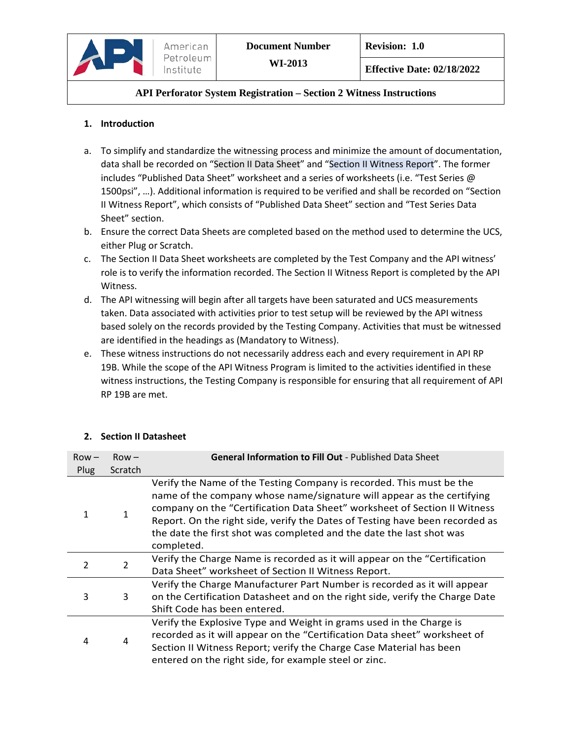| American Petroleum Institute | Document Number WI-2013 | Revision: 1.0 |
|---|---|---|
| | | Effective Date: 02/18/2022 |

**API Perforator System Registration – Section 2 Witness Instructions**

## 1. Introduction

a. To simplify and standardize the witnessing process and minimize the amount of documentation, data shall be recorded on "Section II Data Sheet" and "Section II Witness Report". The former includes "Published Data Sheet" worksheet and a series of worksheets (i.e. "Test Series @ 1500psi", …). Additional information is required to be verified and shall be recorded on "Section II Witness Report", which consists of "Published Data Sheet" section and "Test Series Data Sheet" section.

b. Ensure the correct Data Sheets are completed based on the method used to determine the UCS, either Plug or Scratch.

c. The Section II Data Sheet worksheets are completed by the Test Company and the API witness' role is to verify the information recorded. The Section II Witness Report is completed by the API Witness.

d. The API witnessing will begin after all targets have been saturated and UCS measurements taken. Data associated with activities prior to test setup will be reviewed by the API witness based solely on the records provided by the Testing Company. Activities that must be witnessed are identified in the headings as (Mandatory to Witness).

e. These witness instructions do not necessarily address each and every requirement in API RP 19B. While the scope of the API Witness Program is limited to the activities identified in these witness instructions, the Testing Company is responsible for ensuring that all requirement of API RP 19B are met.

## 2. Section II Datasheet

| Row – Plug | Row – Scratch | **General Information to Fill Out** - Published Data Sheet |
|---|---|---|
| 1 | 1 | Verify the Name of the Testing Company is recorded. This must be the name of the company whose name/signature will appear as the certifying company on the "Certification Data Sheet" worksheet of Section II Witness Report. On the right side, verify the Dates of Testing have been recorded as the date the first shot was completed and the date the last shot was completed. |
| 2 | 2 | Verify the Charge Name is recorded as it will appear on the "Certification Data Sheet" worksheet of Section II Witness Report. |
| 3 | 3 | Verify the Charge Manufacturer Part Number is recorded as it will appear on the Certification Datasheet and on the right side, verify the Charge Date Shift Code has been entered. |
| 4 | 4 | Verify the Explosive Type and Weight in grams used in the Charge is recorded as it will appear on the "Certification Data sheet" worksheet of Section II Witness Report; verify the Charge Case Material has been entered on the right side, for example steel or zinc. |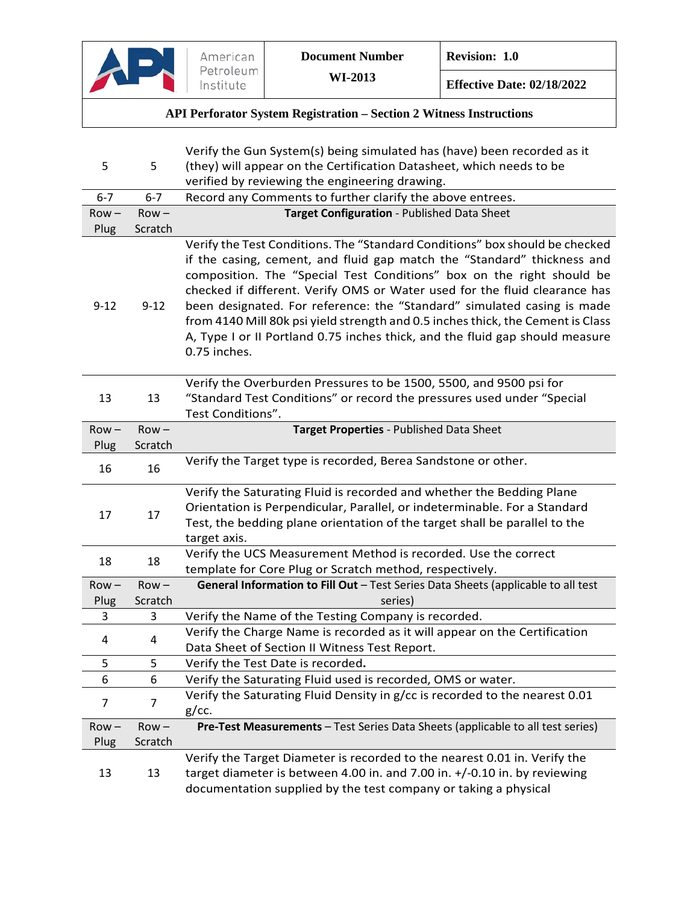| | | |
|---|---|---|
| 5 | 5 | Verify the Gun System(s) being simulated has (have) been recorded as it (they) will appear on the Certification Datasheet, which needs to be verified by reviewing the engineering drawing. |
| 6-7 | 6-7 | Record any Comments to further clarify the above entrees. |
| Row – Plug | Row – Scratch | **Target Configuration** - Published Data Sheet |
| 9-12 | 9-12 | Verify the Test Conditions. The “Standard Conditions” box should be checked if the casing, cement, and fluid gap match the “Standard” thickness and composition. The “Special Test Conditions” box on the right should be checked if different. Verify OMS or Water used for the fluid clearance has been designated. For reference: the “Standard” simulated casing is made from 4140 Mill 80k psi yield strength and 0.5 inches thick, the Cement is Class A, Type I or II Portland 0.75 inches thick, and the fluid gap should measure 0.75 inches. |
| 13 | 13 | Verify the Overburden Pressures to be 1500, 5500, and 9500 psi for “Standard Test Conditions” or record the pressures used under “Special Test Conditions”. |
| Row – Plug | Row – Scratch | **Target Properties** - Published Data Sheet |
| 16 | 16 | Verify the Target type is recorded, Berea Sandstone or other. |
| 17 | 17 | Verify the Saturating Fluid is recorded and whether the Bedding Plane Orientation is Perpendicular, Parallel, or indeterminable. For a Standard Test, the bedding plane orientation of the target shall be parallel to the target axis. |
| 18 | 18 | Verify the UCS Measurement Method is recorded. Use the correct template for Core Plug or Scratch method, respectively. |
| Row – Plug | Row – Scratch | **General Information to Fill Out** – Test Series Data Sheets (applicable to all test series) |
| 3 | 3 | Verify the Name of the Testing Company is recorded. |
| 4 | 4 | Verify the Charge Name is recorded as it will appear on the Certification Data Sheet of Section II Witness Test Report. |
| 5 | 5 | Verify the Test Date is recorded. |
| 6 | 6 | Verify the Saturating Fluid used is recorded, OMS or water. |
| 7 | 7 | Verify the Saturating Fluid Density in g/cc is recorded to the nearest 0.01 g/cc. |
| Row – Plug | Row – Scratch | **Pre-Test Measurements** – Test Series Data Sheets (applicable to all test series) |
| 13 | 13 | Verify the Target Diameter is recorded to the nearest 0.01 in. Verify the target diameter is between 4.00 in. and 7.00 in. +/-0.10 in. by reviewing documentation supplied by the test company or taking a physical |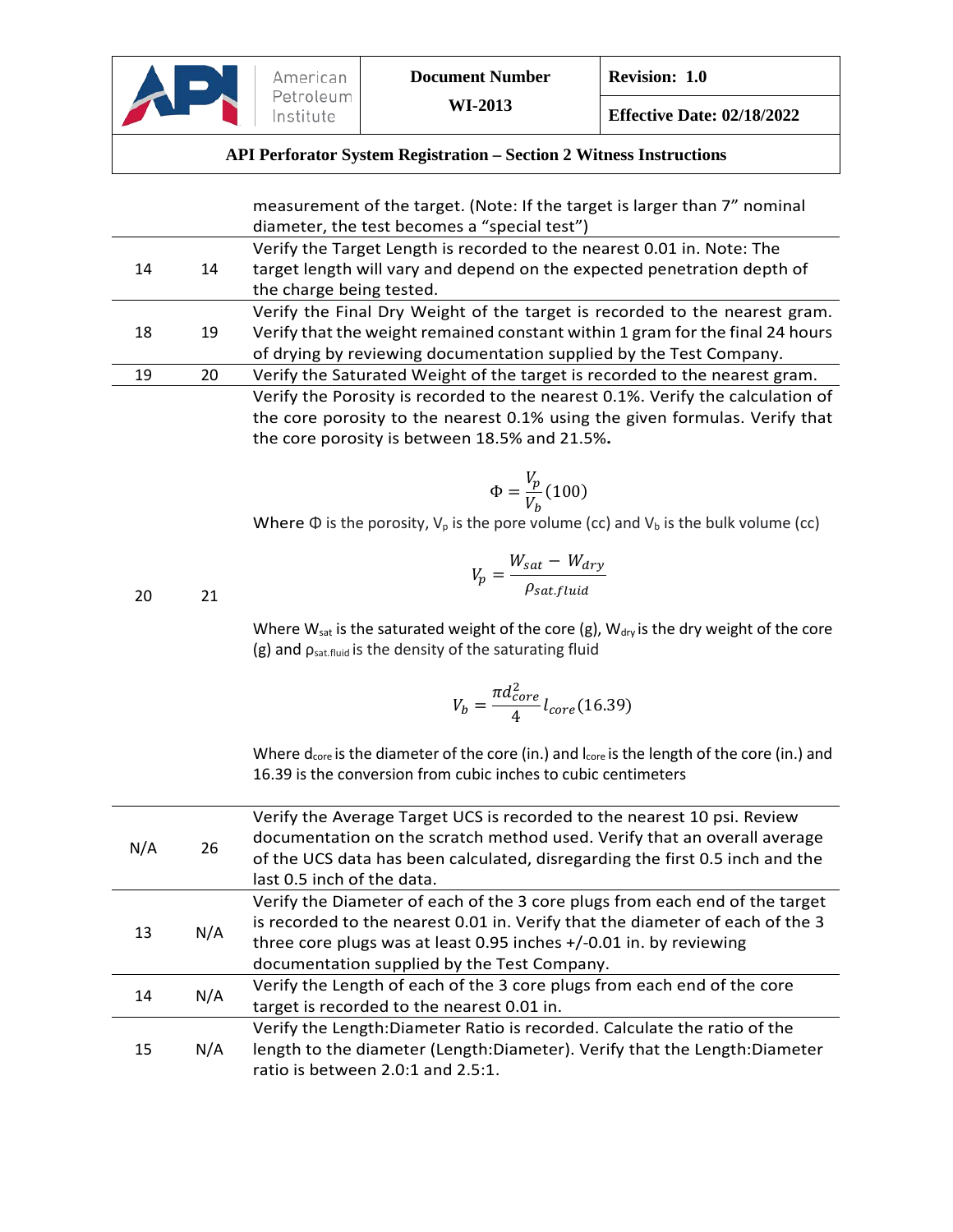| | | |
|---|---|---|
| | | measurement of the target. (Note: If the target is larger than 7" nominal diameter, the test becomes a "special test") |
| 14 | 14 | Verify the Target Length is recorded to the nearest 0.01 in. Note: The target length will vary and depend on the expected penetration depth of the charge being tested. |
| 18 | 19 | Verify the Final Dry Weight of the target is recorded to the nearest gram. Verify that the weight remained constant within 1 gram for the final 24 hours of drying by reviewing documentation supplied by the Test Company. |
| 19 | 20 | Verify the Saturated Weight of the target is recorded to the nearest gram. |
| 20 | 21 | Verify the Porosity is recorded to the nearest 0.1%. Verify the calculation of the core porosity to the nearest 0.1% using the given formulas. Verify that the core porosity is between 18.5% and 21.5%. $$\Phi = \frac{V_p}{V_b}(100)$$ Where Φ is the porosity, $V_p$ is the pore volume (cc) and $V_b$ is the bulk volume (cc) $$V_p = \frac{W_{sat} - W_{dry}}{\rho_{sat.fluid}}$$ Where $W_{sat}$ is the saturated weight of the core (g), $W_{dry}$ is the dry weight of the core (g) and $\rho_{sat.fluid}$ is the density of the saturating fluid $$V_b = \frac{\pi d_{core}^2}{4} l_{core}(16.39)$$ Where $d_{core}$ is the diameter of the core (in.) and $l_{core}$ is the length of the core (in.) and 16.39 is the conversion from cubic inches to cubic centimeters |
| N/A | 26 | Verify the Average Target UCS is recorded to the nearest 10 psi. Review documentation on the scratch method used. Verify that an overall average of the UCS data has been calculated, disregarding the first 0.5 inch and the last 0.5 inch of the data. |
| 13 | N/A | Verify the Diameter of each of the 3 core plugs from each end of the target is recorded to the nearest 0.01 in. Verify that the diameter of each of the 3 three core plugs was at least 0.95 inches +/-0.01 in. by reviewing documentation supplied by the Test Company. |
| 14 | N/A | Verify the Length of each of the 3 core plugs from each end of the core target is recorded to the nearest 0.01 in. |
| 15 | N/A | Verify the Length:Diameter Ratio is recorded. Calculate the ratio of the length to the diameter (Length:Diameter). Verify that the Length:Diameter ratio is between 2.0:1 and 2.5:1. |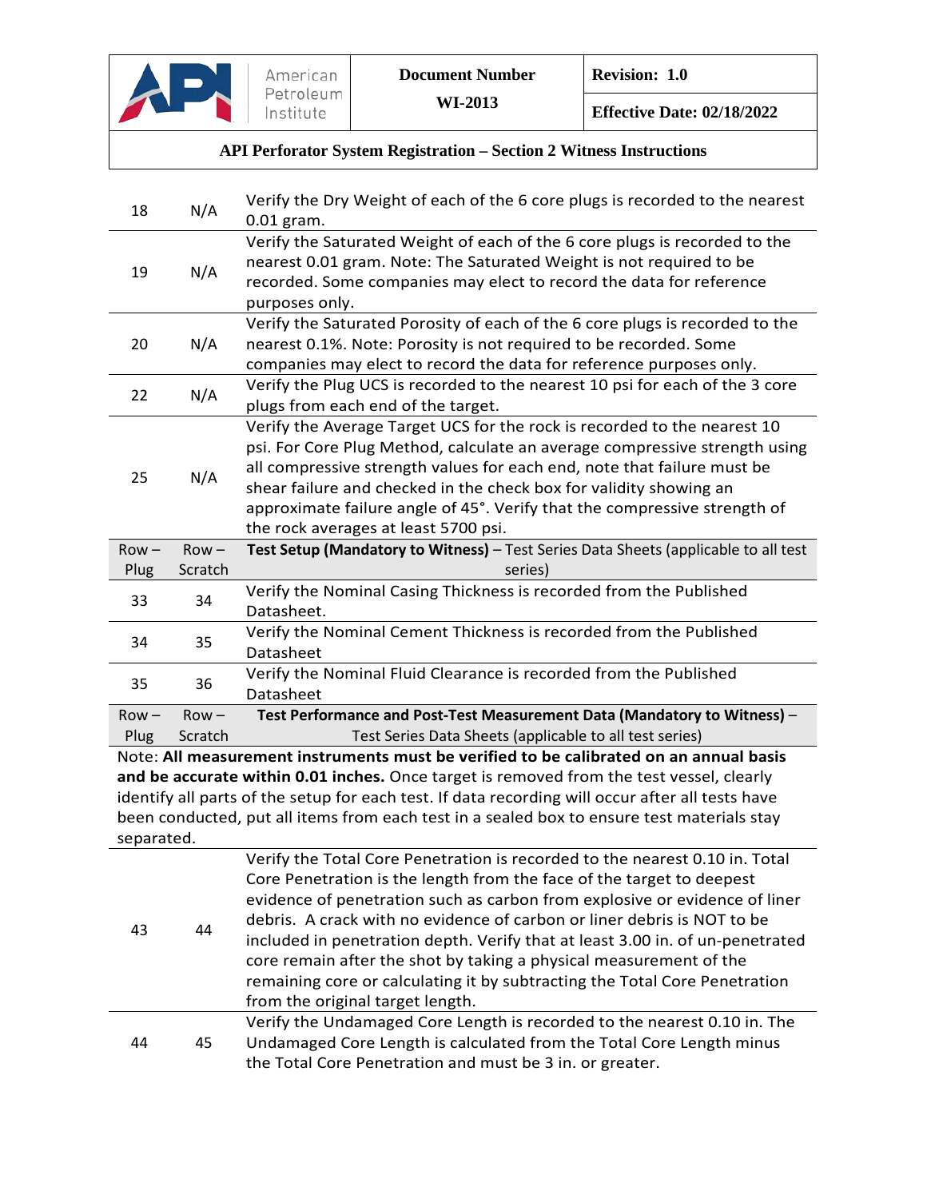| | | |
|---|---|---|
| 18 | N/A | Verify the Dry Weight of each of the 6 core plugs is recorded to the nearest 0.01 gram. |
| 19 | N/A | Verify the Saturated Weight of each of the 6 core plugs is recorded to the nearest 0.01 gram. Note: The Saturated Weight is not required to be recorded. Some companies may elect to record the data for reference purposes only. |
| 20 | N/A | Verify the Saturated Porosity of each of the 6 core plugs is recorded to the nearest 0.1%. Note: Porosity is not required to be recorded. Some companies may elect to record the data for reference purposes only. |
| 22 | N/A | Verify the Plug UCS is recorded to the nearest 10 psi for each of the 3 core plugs from each end of the target. |
| 25 | N/A | Verify the Average Target UCS for the rock is recorded to the nearest 10 psi. For Core Plug Method, calculate an average compressive strength using all compressive strength values for each end, note that failure must be shear failure and checked in the check box for validity showing an approximate failure angle of 45°. Verify that the compressive strength of the rock averages at least 5700 psi. |
| **Row – Plug** | **Row – Scratch** | **Test Setup (Mandatory to Witness)** – Test Series Data Sheets (applicable to all test series) |
| 33 | 34 | Verify the Nominal Casing Thickness is recorded from the Published Datasheet. |
| 34 | 35 | Verify the Nominal Cement Thickness is recorded from the Published Datasheet |
| 35 | 36 | Verify the Nominal Fluid Clearance is recorded from the Published Datasheet |
| **Row – Plug** | **Row – Scratch** | **Test Performance and Post-Test Measurement Data (Mandatory to Witness)** – Test Series Data Sheets (applicable to all test series) |
| Note: **All measurement instruments must be verified to be calibrated on an annual basis and be accurate within 0.01 inches.** Once target is removed from the test vessel, clearly identify all parts of the setup for each test. If data recording will occur after all tests have been conducted, put all items from each test in a sealed box to ensure test materials stay separated. | | |
| 43 | 44 | Verify the Total Core Penetration is recorded to the nearest 0.10 in. Total Core Penetration is the length from the face of the target to deepest evidence of penetration such as carbon from explosive or evidence of liner debris. A crack with no evidence of carbon or liner debris is NOT to be included in penetration depth. Verify that at least 3.00 in. of un-penetrated core remain after the shot by taking a physical measurement of the remaining core or calculating it by subtracting the Total Core Penetration from the original target length. |
| 44 | 45 | Verify the Undamaged Core Length is recorded to the nearest 0.10 in. The Undamaged Core Length is calculated from the Total Core Length minus the Total Core Penetration and must be 3 in. or greater. |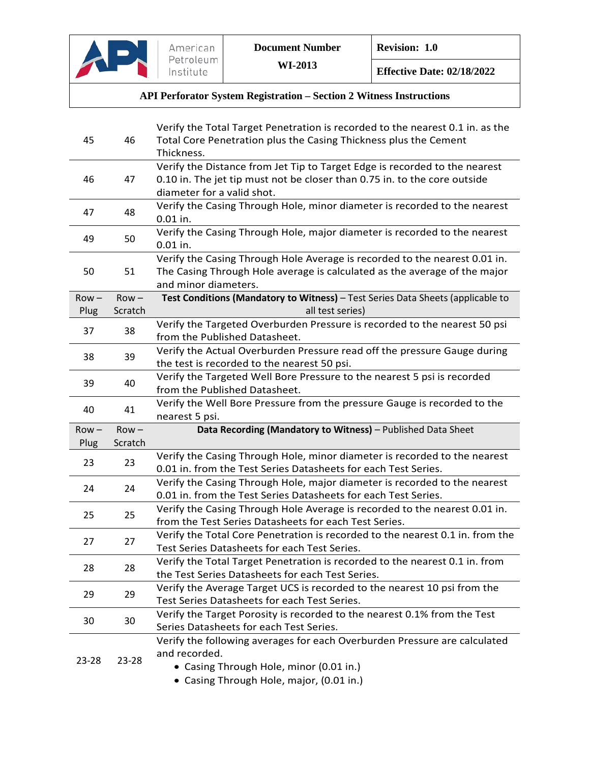| | | |
|---|---|---|
| 45 | 46 | Verify the Total Target Penetration is recorded to the nearest 0.1 in. as the Total Core Penetration plus the Casing Thickness plus the Cement Thickness. |
| 46 | 47 | Verify the Distance from Jet Tip to Target Edge is recorded to the nearest 0.10 in. The jet tip must not be closer than 0.75 in. to the core outside diameter for a valid shot. |
| 47 | 48 | Verify the Casing Through Hole, minor diameter is recorded to the nearest 0.01 in. |
| 49 | 50 | Verify the Casing Through Hole, major diameter is recorded to the nearest 0.01 in. |
| 50 | 51 | Verify the Casing Through Hole Average is recorded to the nearest 0.01 in. The Casing Through Hole average is calculated as the average of the major and minor diameters. |
| Row – Plug | Row – Scratch | **Test Conditions (Mandatory to Witness)** – Test Series Data Sheets (applicable to all test series) |
| 37 | 38 | Verify the Targeted Overburden Pressure is recorded to the nearest 50 psi from the Published Datasheet. |
| 38 | 39 | Verify the Actual Overburden Pressure read off the pressure Gauge during the test is recorded to the nearest 50 psi. |
| 39 | 40 | Verify the Targeted Well Bore Pressure to the nearest 5 psi is recorded from the Published Datasheet. |
| 40 | 41 | Verify the Well Bore Pressure from the pressure Gauge is recorded to the nearest 5 psi. |
| Row – Plug | Row – Scratch | **Data Recording (Mandatory to Witness)** – Published Data Sheet |
| 23 | 23 | Verify the Casing Through Hole, minor diameter is recorded to the nearest 0.01 in. from the Test Series Datasheets for each Test Series. |
| 24 | 24 | Verify the Casing Through Hole, major diameter is recorded to the nearest 0.01 in. from the Test Series Datasheets for each Test Series. |
| 25 | 25 | Verify the Casing Through Hole Average is recorded to the nearest 0.01 in. from the Test Series Datasheets for each Test Series. |
| 27 | 27 | Verify the Total Core Penetration is recorded to the nearest 0.1 in. from the Test Series Datasheets for each Test Series. |
| 28 | 28 | Verify the Total Target Penetration is recorded to the nearest 0.1 in. from the Test Series Datasheets for each Test Series. |
| 29 | 29 | Verify the Average Target UCS is recorded to the nearest 10 psi from the Test Series Datasheets for each Test Series. |
| 30 | 30 | Verify the Target Porosity is recorded to the nearest 0.1% from the Test Series Datasheets for each Test Series. |
| 23-28 | 23-28 | Verify the following averages for each Overburden Pressure are calculated and recorded.<br>• Casing Through Hole, minor (0.01 in.)<br>• Casing Through Hole, major, (0.01 in.) |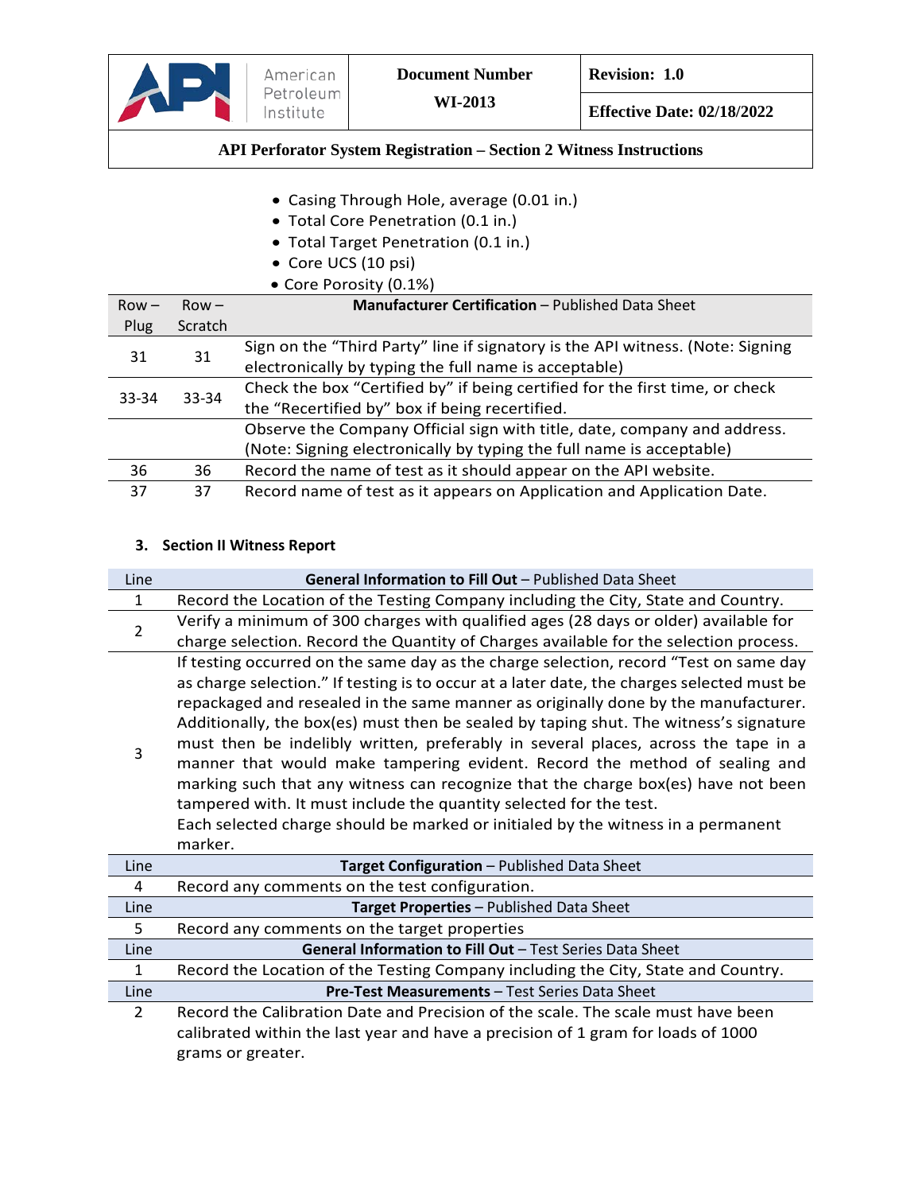- Casing Through Hole, average (0.01 in.)
- Total Core Penetration (0.1 in.)
- Total Target Penetration (0.1 in.)
- Core UCS (10 psi)
- Core Porosity (0.1%)

| Row – Plug | Row – Scratch | **Manufacturer Certification** – Published Data Sheet |
|---|---|---|
| 31 | 31 | Sign on the "Third Party" line if signatory is the API witness. (Note: Signing electronically by typing the full name is acceptable) |
| 33-34 | 33-34 | Check the box "Certified by" if being certified for the first time, or check the "Recertified by" box if being recertified. |
| | | Observe the Company Official sign with title, date, company and address. (Note: Signing electronically by typing the full name is acceptable) |
| 36 | 36 | Record the name of test as it should appear on the API website. |
| 37 | 37 | Record name of test as it appears on Application and Application Date. |

### 3. Section II Witness Report

| Line | **General Information to Fill Out** – Published Data Sheet |
|---|---|
| 1 | Record the Location of the Testing Company including the City, State and Country. |
| 2 | Verify a minimum of 300 charges with qualified ages (28 days or older) available for charge selection. Record the Quantity of Charges available for the selection process. |
| 3 | If testing occurred on the same day as the charge selection, record "Test on same day as charge selection." If testing is to occur at a later date, the charges selected must be repackaged and resealed in the same manner as originally done by the manufacturer. Additionally, the box(es) must then be sealed by taping shut. The witness's signature must then be indelibly written, preferably in several places, across the tape in a manner that would make tampering evident. Record the method of sealing and marking such that any witness can recognize that the charge box(es) have not been tampered with. It must include the quantity selected for the test. Each selected charge should be marked or initialed by the witness in a permanent marker. |
| **Line** | **Target Configuration** – Published Data Sheet |
| 4 | Record any comments on the test configuration. |
| **Line** | **Target Properties** – Published Data Sheet |
| 5 | Record any comments on the target properties |
| **Line** | **General Information to Fill Out** – Test Series Data Sheet |
| 1 | Record the Location of the Testing Company including the City, State and Country. |
| **Line** | **Pre-Test Measurements** – Test Series Data Sheet |
| 2 | Record the Calibration Date and Precision of the scale. The scale must have been calibrated within the last year and have a precision of 1 gram for loads of 1000 grams or greater. |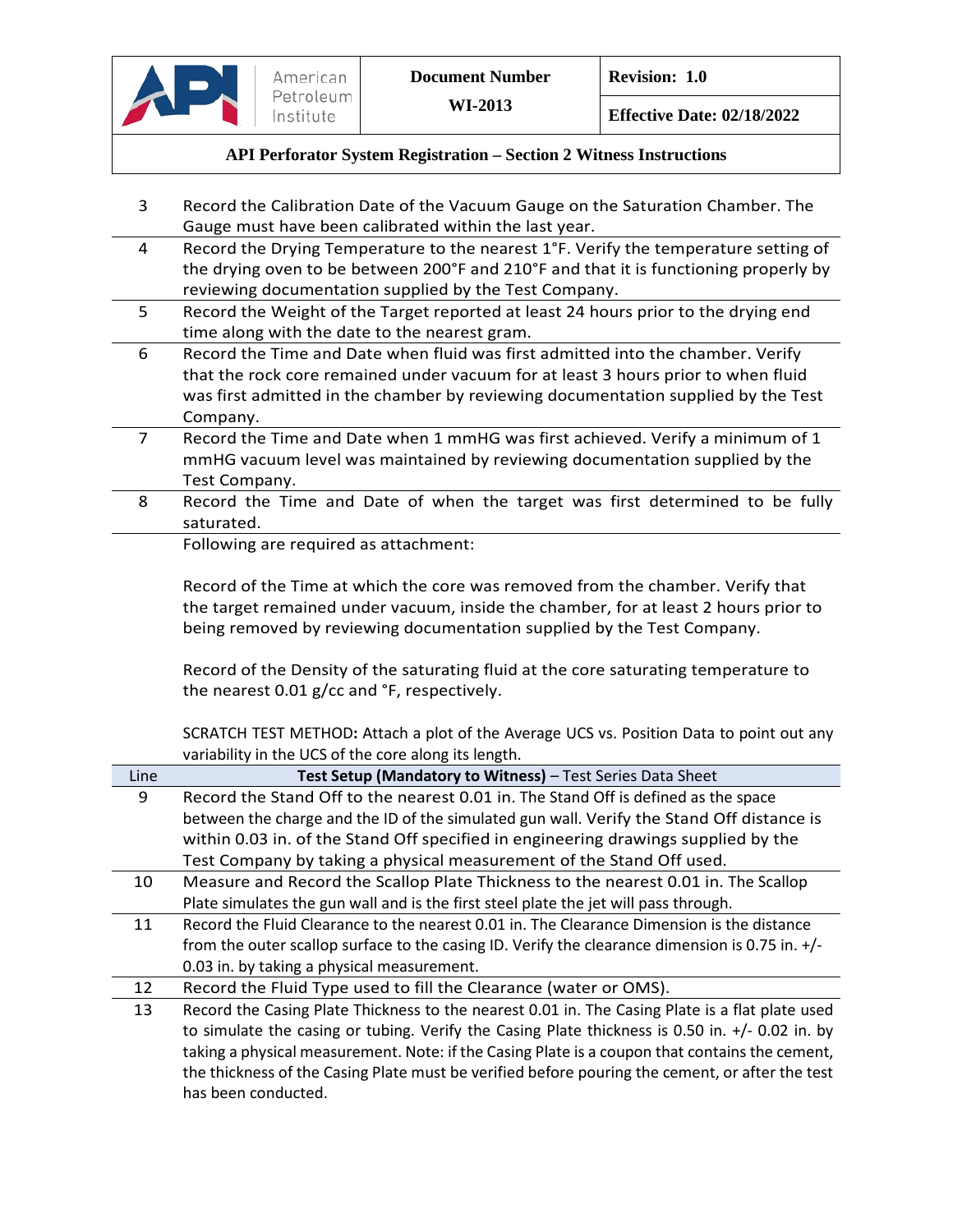| Line | |
|---|---|
| 3 | Record the Calibration Date of the Vacuum Gauge on the Saturation Chamber. The Gauge must have been calibrated within the last year. |
| 4 | Record the Drying Temperature to the nearest 1°F. Verify the temperature setting of the drying oven to be between 200°F and 210°F and that it is functioning properly by reviewing documentation supplied by the Test Company. |
| 5 | Record the Weight of the Target reported at least 24 hours prior to the drying end time along with the date to the nearest gram. |
| 6 | Record the Time and Date when fluid was first admitted into the chamber. Verify that the rock core remained under vacuum for at least 3 hours prior to when fluid was first admitted in the chamber by reviewing documentation supplied by the Test Company. |
| 7 | Record the Time and Date when 1 mmHG was first achieved. Verify a minimum of 1 mmHG vacuum level was maintained by reviewing documentation supplied by the Test Company. |
| 8 | Record the Time and Date of when the target was first determined to be fully saturated. |
| | Following are required as attachment:<br><br>Record of the Time at which the core was removed from the chamber. Verify that the target remained under vacuum, inside the chamber, for at least 2 hours prior to being removed by reviewing documentation supplied by the Test Company.<br><br>Record of the Density of the saturating fluid at the core saturating temperature to the nearest 0.01 g/cc and °F, respectively.<br><br>SCRATCH TEST METHOD**:** Attach a plot of the Average UCS vs. Position Data to point out any variability in the UCS of the core along its length. |

| Line | **Test Setup (Mandatory to Witness)** – Test Series Data Sheet |
|---|---|
| 9 | Record the Stand Off to the nearest 0.01 in. The Stand Off is defined as the space between the charge and the ID of the simulated gun wall. Verify the Stand Off distance is within 0.03 in. of the Stand Off specified in engineering drawings supplied by the Test Company by taking a physical measurement of the Stand Off used. |
| 10 | Measure and Record the Scallop Plate Thickness to the nearest 0.01 in. The Scallop Plate simulates the gun wall and is the first steel plate the jet will pass through. |
| 11 | Record the Fluid Clearance to the nearest 0.01 in. The Clearance Dimension is the distance from the outer scallop surface to the casing ID. Verify the clearance dimension is 0.75 in. +/- 0.03 in. by taking a physical measurement. |
| 12 | Record the Fluid Type used to fill the Clearance (water or OMS). |
| 13 | Record the Casing Plate Thickness to the nearest 0.01 in. The Casing Plate is a flat plate used to simulate the casing or tubing. Verify the Casing Plate thickness is 0.50 in. +/- 0.02 in. by taking a physical measurement. Note: if the Casing Plate is a coupon that contains the cement, the thickness of the Casing Plate must be verified before pouring the cement, or after the test has been conducted. |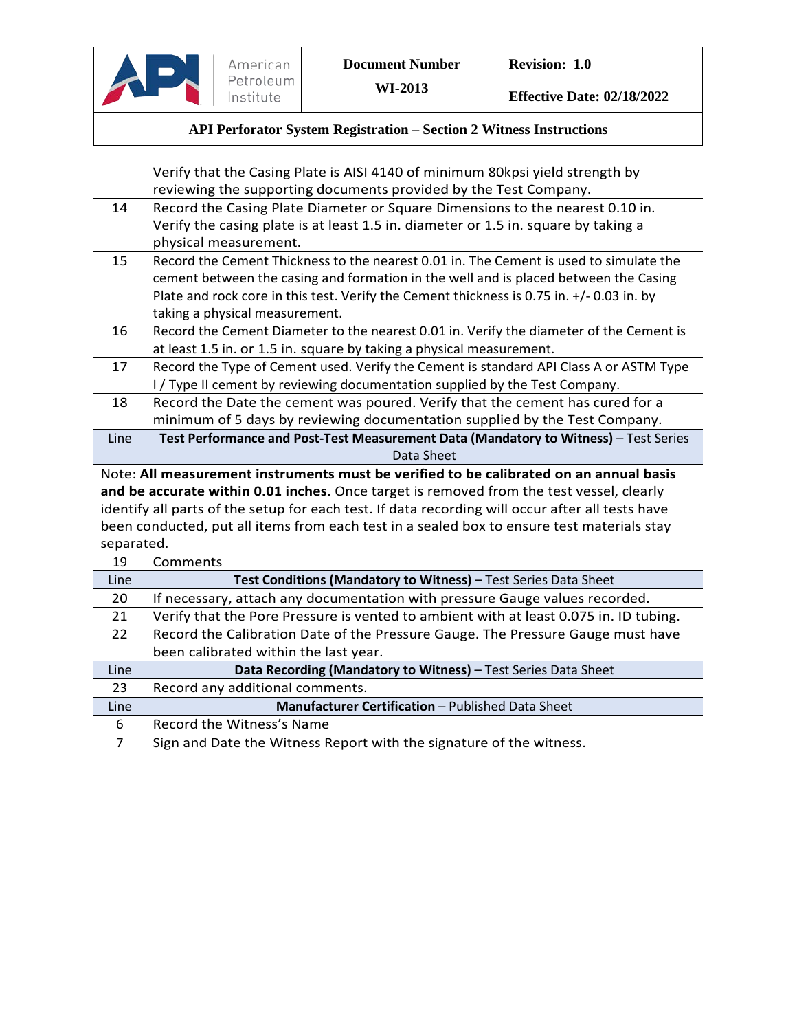| | |
|---|---|
| | Verify that the Casing Plate is AISI 4140 of minimum 80kpsi yield strength by reviewing the supporting documents provided by the Test Company. |
| 14 | Record the Casing Plate Diameter or Square Dimensions to the nearest 0.10 in. Verify the casing plate is at least 1.5 in. diameter or 1.5 in. square by taking a physical measurement. |
| 15 | Record the Cement Thickness to the nearest 0.01 in. The Cement is used to simulate the cement between the casing and formation in the well and is placed between the Casing Plate and rock core in this test. Verify the Cement thickness is 0.75 in. +/- 0.03 in. by taking a physical measurement. |
| 16 | Record the Cement Diameter to the nearest 0.01 in. Verify the diameter of the Cement is at least 1.5 in. or 1.5 in. square by taking a physical measurement. |
| 17 | Record the Type of Cement used. Verify the Cement is standard API Class A or ASTM Type I / Type II cement by reviewing documentation supplied by the Test Company. |
| 18 | Record the Date the cement was poured. Verify that the cement has cured for a minimum of 5 days by reviewing documentation supplied by the Test Company. |
| Line | **Test Performance and Post-Test Measurement Data (Mandatory to Witness)** – Test Series Data Sheet |

Note: **All measurement instruments must be verified to be calibrated on an annual basis and be accurate within 0.01 inches.** Once target is removed from the test vessel, clearly identify all parts of the setup for each test. If data recording will occur after all tests have been conducted, put all items from each test in a sealed box to ensure test materials stay separated.

| | |
|---|---|
| 19 | Comments |
| Line | **Test Conditions (Mandatory to Witness)** – Test Series Data Sheet |
| 20 | If necessary, attach any documentation with pressure Gauge values recorded. |
| 21 | Verify that the Pore Pressure is vented to ambient with at least 0.075 in. ID tubing. |
| 22 | Record the Calibration Date of the Pressure Gauge. The Pressure Gauge must have been calibrated within the last year. |
| Line | **Data Recording (Mandatory to Witness)** – Test Series Data Sheet |
| 23 | Record any additional comments. |
| Line | **Manufacturer Certification** – Published Data Sheet |
| 6 | Record the Witness's Name |
| 7 | Sign and Date the Witness Report with the signature of the witness. |